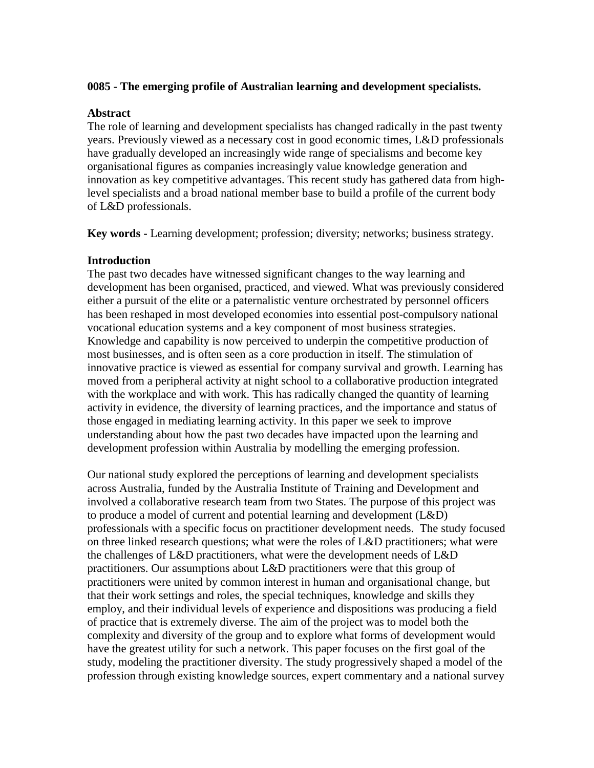**0085 - The emerging profile of Australian learning and development specialists.**

**Abstract**

The role of learning and development specialists has changed radically in the past twenty years. Previously viewed as a necessary cost in good economic times, L&D professionals have gradually developed an increasingly wide range of specialisms and become key organisational figures as companies increasingly value knowledge generation and innovation as key competitive advantages. This recent study has gathered data from high-level specialists and a broad national member base to build a profile of the current body of L&D professionals.

**Key words -** Learning development; profession; diversity; networks; business strategy.

**Introduction**

The past two decades have witnessed significant changes to the way learning and development has been organised, practiced, and viewed. What was previously considered either a pursuit of the elite or a paternalistic venture orchestrated by personnel officers has been reshaped in most developed economies into essential post-compulsory national vocational education systems and a key component of most business strategies. Knowledge and capability is now perceived to underpin the competitive production of most businesses, and is often seen as a core production in itself. The stimulation of innovative practice is viewed as essential for company survival and growth. Learning has moved from a peripheral activity at night school to a collaborative production integrated with the workplace and with work. This has radically changed the quantity of learning activity in evidence, the diversity of learning practices, and the importance and status of those engaged in mediating learning activity. In this paper we seek to improve understanding about how the past two decades have impacted upon the learning and development profession within Australia by modelling the emerging profession.

Our national study explored the perceptions of learning and development specialists across Australia, funded by the Australia Institute of Training and Development and involved a collaborative research team from two States. The purpose of this project was to produce a model of current and potential learning and development (L&D) professionals with a specific focus on practitioner development needs. The study focused on three linked research questions; what were the roles of L&D practitioners; what were the challenges of L&D practitioners, what were the development needs of L&D practitioners. Our assumptions about L&D practitioners were that this group of practitioners were united by common interest in human and organisational change, but that their work settings and roles, the special techniques, knowledge and skills they employ, and their individual levels of experience and dispositions was producing a field of practice that is extremely diverse. The aim of the project was to model both the complexity and diversity of the group and to explore what forms of development would have the greatest utility for such a network. This paper focuses on the first goal of the study, modeling the practitioner diversity. The study progressively shaped a model of the profession through existing knowledge sources, expert commentary and a national survey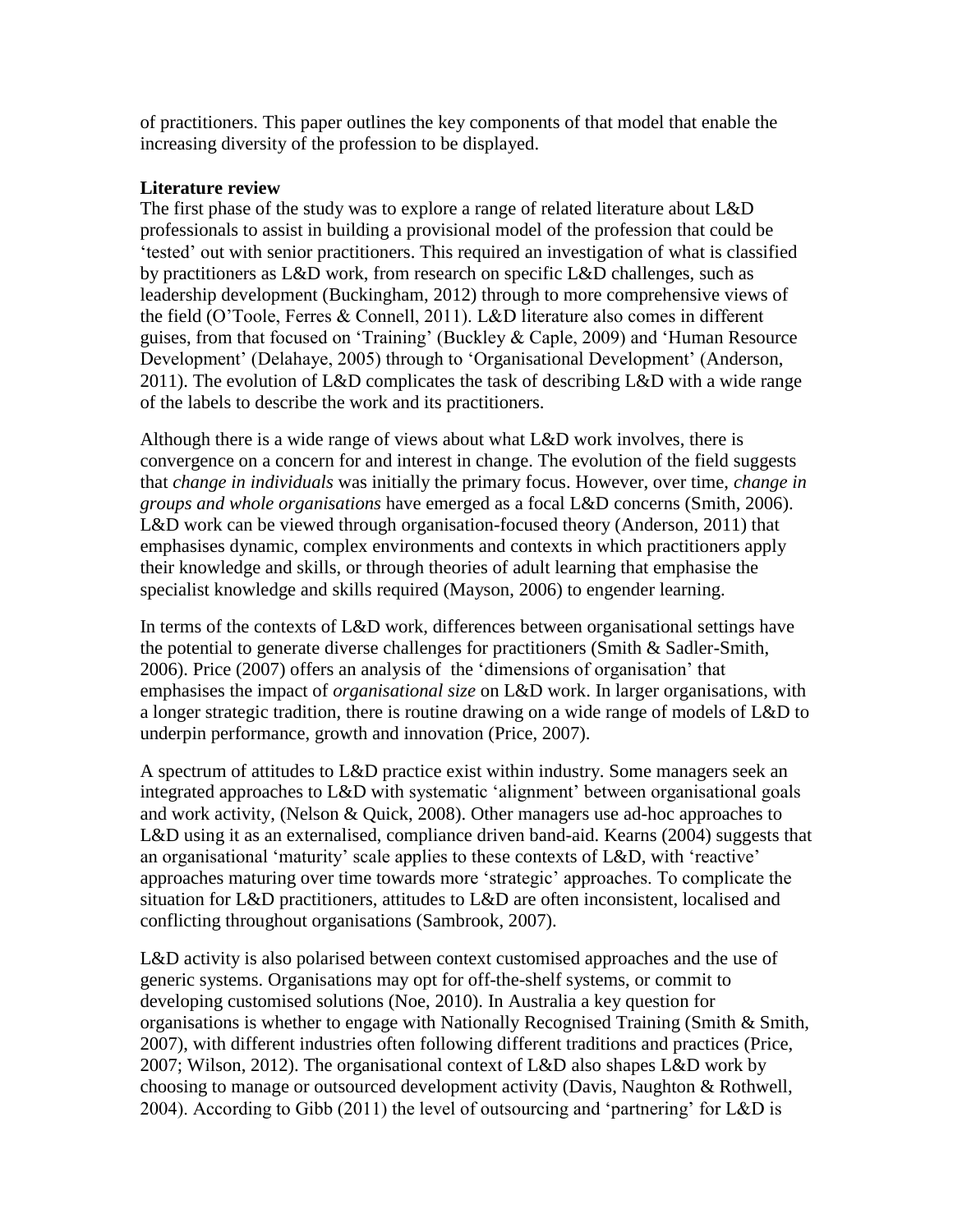of practitioners. This paper outlines the key components of that model that enable the increasing diversity of the profession to be displayed.

**Literature review**

The first phase of the study was to explore a range of related literature about L&D professionals to assist in building a provisional model of the profession that could be 'tested' out with senior practitioners. This required an investigation of what is classified by practitioners as L&D work, from research on specific L&D challenges, such as leadership development (Buckingham, 2012) through to more comprehensive views of the field (O'Toole, Ferres & Connell, 2011). L&D literature also comes in different guises, from that focused on 'Training' (Buckley & Caple, 2009) and 'Human Resource Development' (Delahaye, 2005) through to 'Organisational Development' (Anderson, 2011). The evolution of L&D complicates the task of describing L&D with a wide range of the labels to describe the work and its practitioners.

Although there is a wide range of views about what L&D work involves, there is convergence on a concern for and interest in change. The evolution of the field suggests that *change in individuals* was initially the primary focus. However, over time, *change in groups and whole organisations* have emerged as a focal L&D concerns (Smith, 2006). L&D work can be viewed through organisation-focused theory (Anderson, 2011) that emphasises dynamic, complex environments and contexts in which practitioners apply their knowledge and skills, or through theories of adult learning that emphasise the specialist knowledge and skills required (Mayson, 2006) to engender learning.

In terms of the contexts of L&D work, differences between organisational settings have the potential to generate diverse challenges for practitioners (Smith & Sadler-Smith, 2006). Price (2007) offers an analysis of the 'dimensions of organisation' that emphasises the impact of *organisational size* on L&D work. In larger organisations, with a longer strategic tradition, there is routine drawing on a wide range of models of L&D to underpin performance, growth and innovation (Price, 2007).

A spectrum of attitudes to L&D practice exist within industry. Some managers seek an integrated approaches to L&D with systematic 'alignment' between organisational goals and work activity, (Nelson & Quick, 2008). Other managers use ad-hoc approaches to L&D using it as an externalised, compliance driven band-aid. Kearns (2004) suggests that an organisational 'maturity' scale applies to these contexts of L&D, with 'reactive' approaches maturing over time towards more 'strategic' approaches. To complicate the situation for L&D practitioners, attitudes to L&D are often inconsistent, localised and conflicting throughout organisations (Sambrook, 2007).

L&D activity is also polarised between context customised approaches and the use of generic systems. Organisations may opt for off-the-shelf systems, or commit to developing customised solutions (Noe, 2010). In Australia a key question for organisations is whether to engage with Nationally Recognised Training (Smith & Smith, 2007), with different industries often following different traditions and practices (Price, 2007; Wilson, 2012). The organisational context of L&D also shapes L&D work by choosing to manage or outsourced development activity (Davis, Naughton & Rothwell, 2004). According to Gibb (2011) the level of outsourcing and 'partnering' for L&D is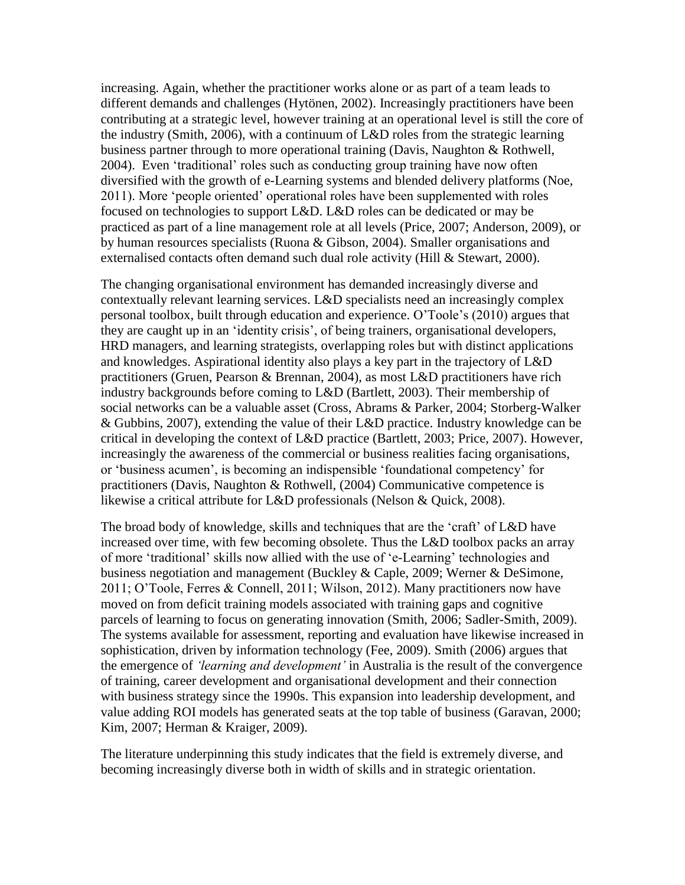increasing. Again, whether the practitioner works alone or as part of a team leads to different demands and challenges (Hytönen, 2002). Increasingly practitioners have been contributing at a strategic level, however training at an operational level is still the core of the industry (Smith, 2006), with a continuum of L&D roles from the strategic learning business partner through to more operational training (Davis, Naughton & Rothwell, 2004). Even 'traditional' roles such as conducting group training have now often diversified with the growth of e-Learning systems and blended delivery platforms (Noe, 2011). More 'people oriented' operational roles have been supplemented with roles focused on technologies to support L&D. L&D roles can be dedicated or may be practiced as part of a line management role at all levels (Price, 2007; Anderson, 2009), or by human resources specialists (Ruona & Gibson, 2004). Smaller organisations and externalised contacts often demand such dual role activity (Hill & Stewart, 2000).

The changing organisational environment has demanded increasingly diverse and contextually relevant learning services. L&D specialists need an increasingly complex personal toolbox, built through education and experience. O'Toole's (2010) argues that they are caught up in an 'identity crisis', of being trainers, organisational developers, HRD managers, and learning strategists, overlapping roles but with distinct applications and knowledges. Aspirational identity also plays a key part in the trajectory of L&D practitioners (Gruen, Pearson & Brennan, 2004), as most L&D practitioners have rich industry backgrounds before coming to L&D (Bartlett, 2003). Their membership of social networks can be a valuable asset (Cross, Abrams & Parker, 2004; Storberg-Walker & Gubbins, 2007), extending the value of their L&D practice. Industry knowledge can be critical in developing the context of L&D practice (Bartlett, 2003; Price, 2007). However, increasingly the awareness of the commercial or business realities facing organisations, or 'business acumen', is becoming an indispensible 'foundational competency' for practitioners (Davis, Naughton & Rothwell, (2004) Communicative competence is likewise a critical attribute for L&D professionals (Nelson & Quick, 2008).

The broad body of knowledge, skills and techniques that are the 'craft' of L&D have increased over time, with few becoming obsolete. Thus the L&D toolbox packs an array of more 'traditional' skills now allied with the use of 'e-Learning' technologies and business negotiation and management (Buckley & Caple, 2009; Werner & DeSimone, 2011; O'Toole, Ferres & Connell, 2011; Wilson, 2012). Many practitioners now have moved on from deficit training models associated with training gaps and cognitive parcels of learning to focus on generating innovation (Smith, 2006; Sadler-Smith, 2009). The systems available for assessment, reporting and evaluation have likewise increased in sophistication, driven by information technology (Fee, 2009). Smith (2006) argues that the emergence of *'learning and development'* in Australia is the result of the convergence of training, career development and organisational development and their connection with business strategy since the 1990s. This expansion into leadership development, and value adding ROI models has generated seats at the top table of business (Garavan, 2000; Kim, 2007; Herman & Kraiger, 2009).

The literature underpinning this study indicates that the field is extremely diverse, and becoming increasingly diverse both in width of skills and in strategic orientation.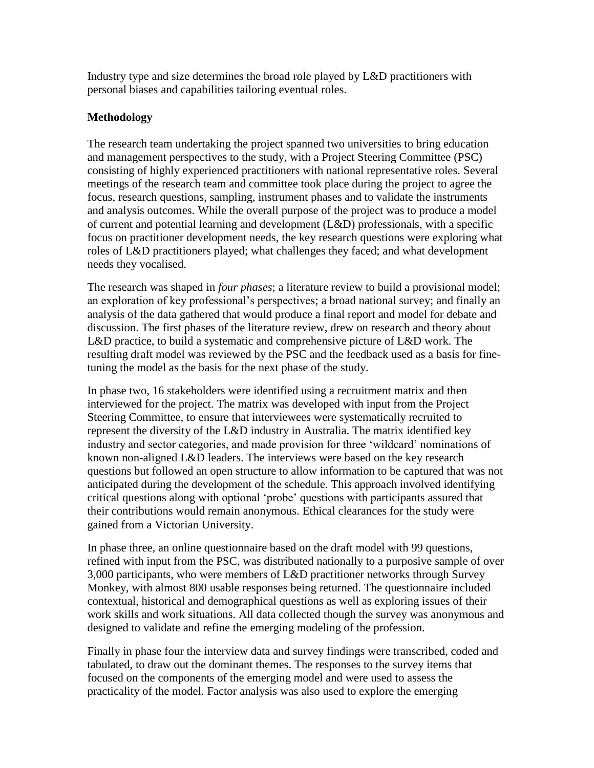Industry type and size determines the broad role played by L&D practitioners with personal biases and capabilities tailoring eventual roles.

## Methodology

The research team undertaking the project spanned two universities to bring education and management perspectives to the study, with a Project Steering Committee (PSC) consisting of highly experienced practitioners with national representative roles. Several meetings of the research team and committee took place during the project to agree the focus, research questions, sampling, instrument phases and to validate the instruments and analysis outcomes. While the overall purpose of the project was to produce a model of current and potential learning and development (L&D) professionals, with a specific focus on practitioner development needs, the key research questions were exploring what roles of L&D practitioners played; what challenges they faced; and what development needs they vocalised.

The research was shaped in *four phases*; a literature review to build a provisional model; an exploration of key professional's perspectives; a broad national survey; and finally an analysis of the data gathered that would produce a final report and model for debate and discussion. The first phases of the literature review, drew on research and theory about L&D practice, to build a systematic and comprehensive picture of L&D work. The resulting draft model was reviewed by the PSC and the feedback used as a basis for fine-tuning the model as the basis for the next phase of the study.

In phase two, 16 stakeholders were identified using a recruitment matrix and then interviewed for the project. The matrix was developed with input from the Project Steering Committee, to ensure that interviewees were systematically recruited to represent the diversity of the L&D industry in Australia. The matrix identified key industry and sector categories, and made provision for three 'wildcard' nominations of known non-aligned L&D leaders. The interviews were based on the key research questions but followed an open structure to allow information to be captured that was not anticipated during the development of the schedule. This approach involved identifying critical questions along with optional 'probe' questions with participants assured that their contributions would remain anonymous. Ethical clearances for the study were gained from a Victorian University.

In phase three, an online questionnaire based on the draft model with 99 questions, refined with input from the PSC, was distributed nationally to a purposive sample of over 3,000 participants, who were members of L&D practitioner networks through Survey Monkey, with almost 800 usable responses being returned. The questionnaire included contextual, historical and demographical questions as well as exploring issues of their work skills and work situations. All data collected though the survey was anonymous and designed to validate and refine the emerging modeling of the profession.

Finally in phase four the interview data and survey findings were transcribed, coded and tabulated, to draw out the dominant themes. The responses to the survey items that focused on the components of the emerging model and were used to assess the practicality of the model. Factor analysis was also used to explore the emerging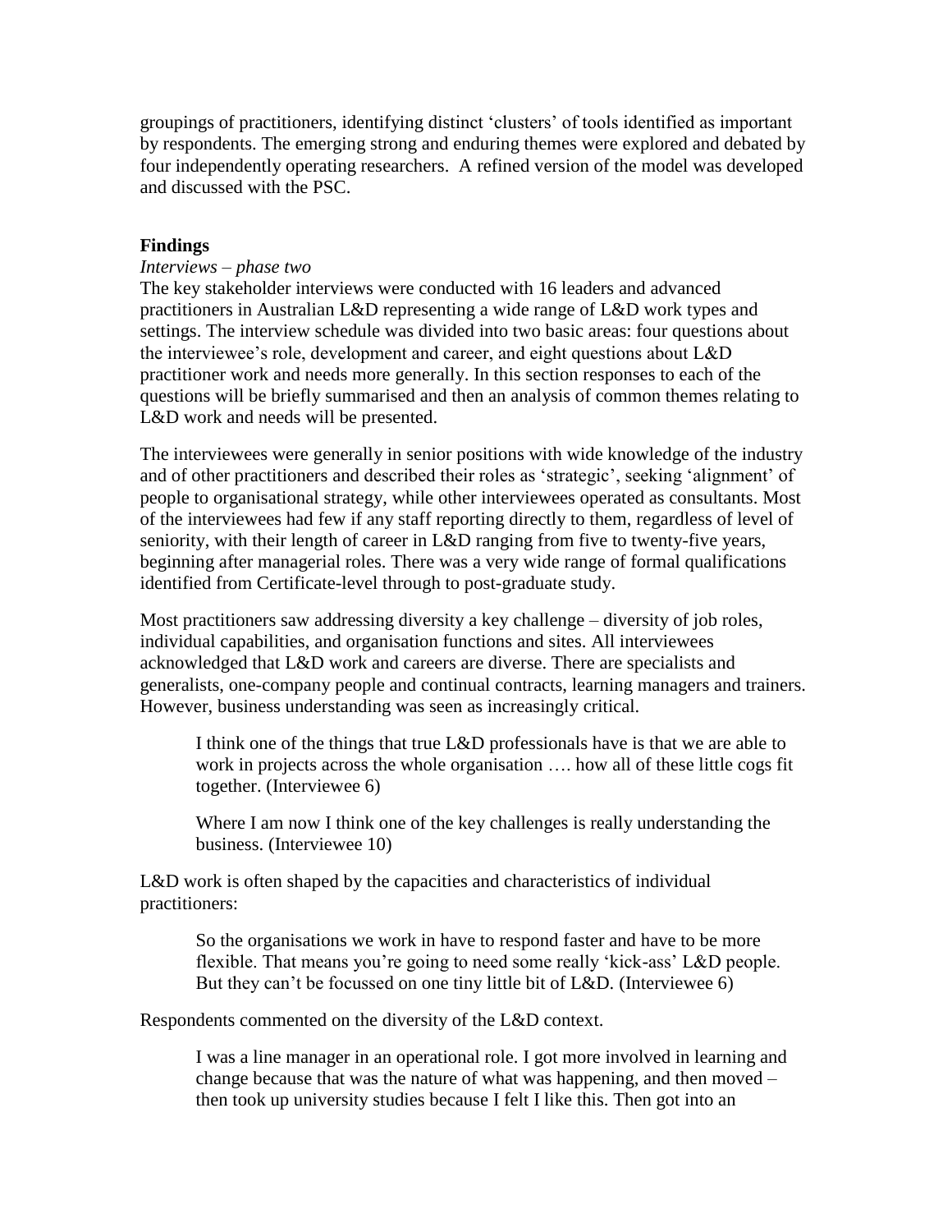groupings of practitioners, identifying distinct 'clusters' of tools identified as important by respondents. The emerging strong and enduring themes were explored and debated by four independently operating researchers. A refined version of the model was developed and discussed with the PSC.

## Findings

*Interviews – phase two*

The key stakeholder interviews were conducted with 16 leaders and advanced practitioners in Australian L&D representing a wide range of L&D work types and settings. The interview schedule was divided into two basic areas: four questions about the interviewee's role, development and career, and eight questions about L&D practitioner work and needs more generally. In this section responses to each of the questions will be briefly summarised and then an analysis of common themes relating to L&D work and needs will be presented.

The interviewees were generally in senior positions with wide knowledge of the industry and of other practitioners and described their roles as 'strategic', seeking 'alignment' of people to organisational strategy, while other interviewees operated as consultants. Most of the interviewees had few if any staff reporting directly to them, regardless of level of seniority, with their length of career in L&D ranging from five to twenty-five years, beginning after managerial roles. There was a very wide range of formal qualifications identified from Certificate-level through to post-graduate study.

Most practitioners saw addressing diversity a key challenge – diversity of job roles, individual capabilities, and organisation functions and sites. All interviewees acknowledged that L&D work and careers are diverse. There are specialists and generalists, one-company people and continual contracts, learning managers and trainers. However, business understanding was seen as increasingly critical.

> I think one of the things that true L&D professionals have is that we are able to work in projects across the whole organisation …. how all of these little cogs fit together. (Interviewee 6)

> Where I am now I think one of the key challenges is really understanding the business. (Interviewee 10)

L&D work is often shaped by the capacities and characteristics of individual practitioners:

> So the organisations we work in have to respond faster and have to be more flexible. That means you're going to need some really 'kick-ass' L&D people. But they can't be focussed on one tiny little bit of L&D. (Interviewee 6)

Respondents commented on the diversity of the L&D context.

> I was a line manager in an operational role. I got more involved in learning and change because that was the nature of what was happening, and then moved – then took up university studies because I felt I like this. Then got into an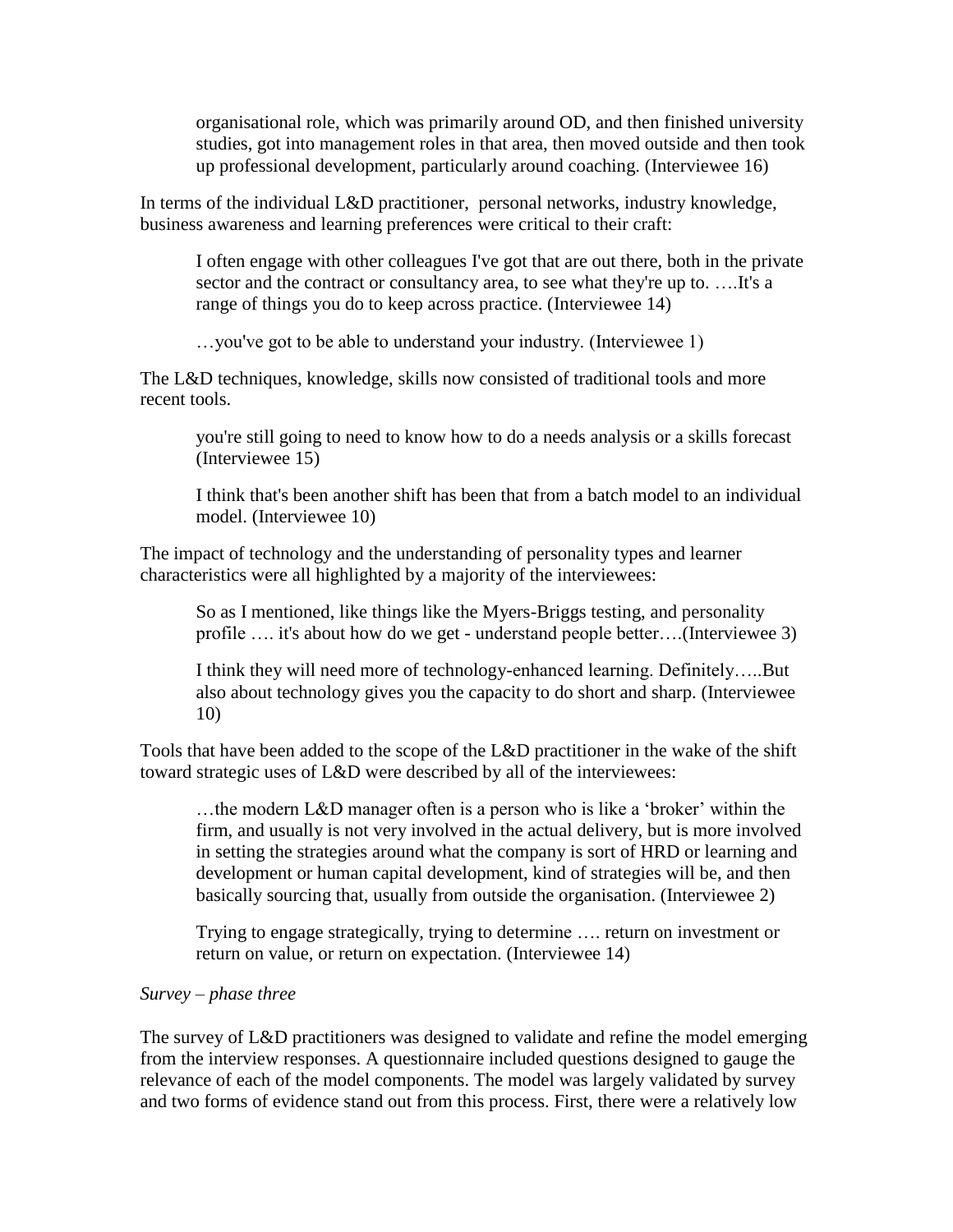> organisational role, which was primarily around OD, and then finished university studies, got into management roles in that area, then moved outside and then took up professional development, particularly around coaching. (Interviewee 16)

In terms of the individual L&D practitioner, personal networks, industry knowledge, business awareness and learning preferences were critical to their craft:

> I often engage with other colleagues I've got that are out there, both in the private sector and the contract or consultancy area, to see what they're up to. ….It's a range of things you do to keep across practice. (Interviewee 14)

> …you've got to be able to understand your industry. (Interviewee 1)

The L&D techniques, knowledge, skills now consisted of traditional tools and more recent tools.

> you're still going to need to know how to do a needs analysis or a skills forecast (Interviewee 15)

> I think that's been another shift has been that from a batch model to an individual model. (Interviewee 10)

The impact of technology and the understanding of personality types and learner characteristics were all highlighted by a majority of the interviewees:

> So as I mentioned, like things like the Myers-Briggs testing, and personality profile …. it's about how do we get - understand people better….(Interviewee 3)

> I think they will need more of technology-enhanced learning. Definitely…..But also about technology gives you the capacity to do short and sharp. (Interviewee 10)

Tools that have been added to the scope of the L&D practitioner in the wake of the shift toward strategic uses of L&D were described by all of the interviewees:

> …the modern L&D manager often is a person who is like a 'broker' within the firm, and usually is not very involved in the actual delivery, but is more involved in setting the strategies around what the company is sort of HRD or learning and development or human capital development, kind of strategies will be, and then basically sourcing that, usually from outside the organisation. (Interviewee 2)

> Trying to engage strategically, trying to determine …. return on investment or return on value, or return on expectation. (Interviewee 14)

*Survey – phase three*

The survey of L&D practitioners was designed to validate and refine the model emerging from the interview responses. A questionnaire included questions designed to gauge the relevance of each of the model components. The model was largely validated by survey and two forms of evidence stand out from this process. First, there were a relatively low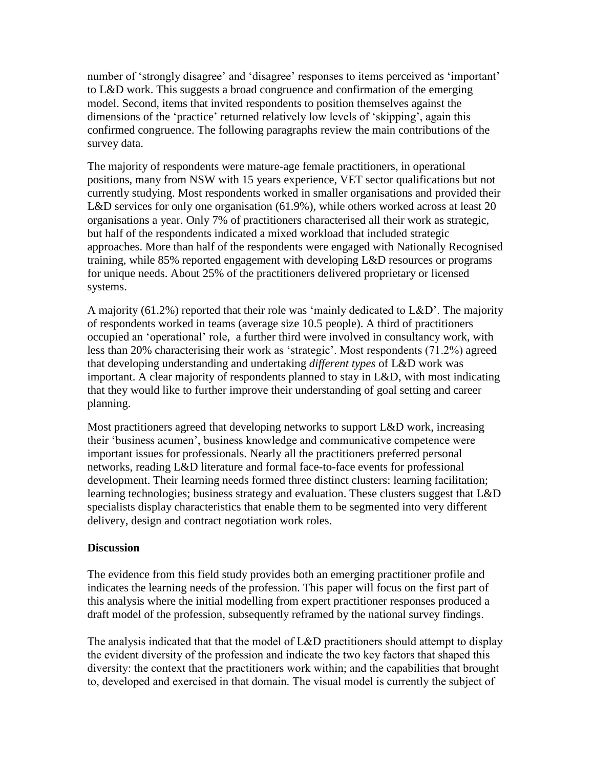number of 'strongly disagree' and 'disagree' responses to items perceived as 'important' to L&D work. This suggests a broad congruence and confirmation of the emerging model. Second, items that invited respondents to position themselves against the dimensions of the 'practice' returned relatively low levels of 'skipping', again this confirmed congruence. The following paragraphs review the main contributions of the survey data.

The majority of respondents were mature-age female practitioners, in operational positions, many from NSW with 15 years experience, VET sector qualifications but not currently studying. Most respondents worked in smaller organisations and provided their L&D services for only one organisation (61.9%), while others worked across at least 20 organisations a year. Only 7% of practitioners characterised all their work as strategic, but half of the respondents indicated a mixed workload that included strategic approaches. More than half of the respondents were engaged with Nationally Recognised training, while 85% reported engagement with developing L&D resources or programs for unique needs. About 25% of the practitioners delivered proprietary or licensed systems.

A majority (61.2%) reported that their role was 'mainly dedicated to L&D'. The majority of respondents worked in teams (average size 10.5 people). A third of practitioners occupied an 'operational' role,  a further third were involved in consultancy work, with less than 20% characterising their work as 'strategic'. Most respondents (71.2%) agreed that developing understanding and undertaking *different types* of L&D work was important. A clear majority of respondents planned to stay in L&D, with most indicating that they would like to further improve their understanding of goal setting and career planning.

Most practitioners agreed that developing networks to support L&D work, increasing their 'business acumen', business knowledge and communicative competence were important issues for professionals. Nearly all the practitioners preferred personal networks, reading L&D literature and formal face-to-face events for professional development. Their learning needs formed three distinct clusters: learning facilitation; learning technologies; business strategy and evaluation. These clusters suggest that L&D specialists display characteristics that enable them to be segmented into very different delivery, design and contract negotiation work roles.

**Discussion**

The evidence from this field study provides both an emerging practitioner profile and indicates the learning needs of the profession. This paper will focus on the first part of this analysis where the initial modelling from expert practitioner responses produced a draft model of the profession, subsequently reframed by the national survey findings.

The analysis indicated that that the model of L&D practitioners should attempt to display the evident diversity of the profession and indicate the two key factors that shaped this diversity: the context that the practitioners work within; and the capabilities that brought to, developed and exercised in that domain. The visual model is currently the subject of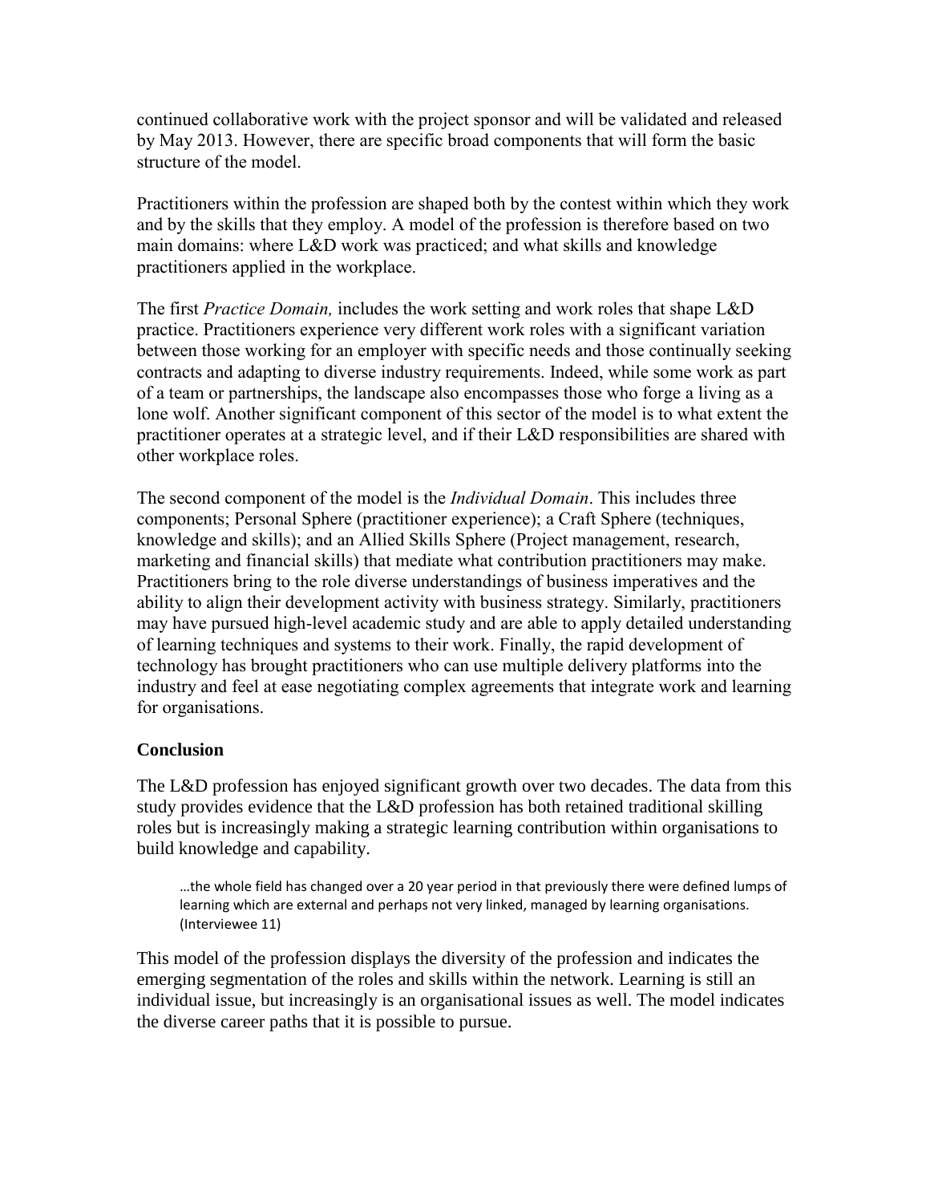continued collaborative work with the project sponsor and will be validated and released by May 2013. However, there are specific broad components that will form the basic structure of the model.

Practitioners within the profession are shaped both by the contest within which they work and by the skills that they employ. A model of the profession is therefore based on two main domains: where L&D work was practiced; and what skills and knowledge practitioners applied in the workplace.

The first *Practice Domain,* includes the work setting and work roles that shape L&D practice. Practitioners experience very different work roles with a significant variation between those working for an employer with specific needs and those continually seeking contracts and adapting to diverse industry requirements. Indeed, while some work as part of a team or partnerships, the landscape also encompasses those who forge a living as a lone wolf. Another significant component of this sector of the model is to what extent the practitioner operates at a strategic level, and if their L&D responsibilities are shared with other workplace roles.

The second component of the model is the *Individual Domain*. This includes three components; Personal Sphere (practitioner experience); a Craft Sphere (techniques, knowledge and skills); and an Allied Skills Sphere (Project management, research, marketing and financial skills) that mediate what contribution practitioners may make. Practitioners bring to the role diverse understandings of business imperatives and the ability to align their development activity with business strategy. Similarly, practitioners may have pursued high-level academic study and are able to apply detailed understanding of learning techniques and systems to their work. Finally, the rapid development of technology has brought practitioners who can use multiple delivery platforms into the industry and feel at ease negotiating complex agreements that integrate work and learning for organisations.

## Conclusion

The L&D profession has enjoyed significant growth over two decades. The data from this study provides evidence that the L&D profession has both retained traditional skilling roles but is increasingly making a strategic learning contribution within organisations to build knowledge and capability.

> …the whole field has changed over a 20 year period in that previously there were defined lumps of learning which are external and perhaps not very linked, managed by learning organisations. (Interviewee 11)

This model of the profession displays the diversity of the profession and indicates the emerging segmentation of the roles and skills within the network. Learning is still an individual issue, but increasingly is an organisational issues as well. The model indicates the diverse career paths that it is possible to pursue.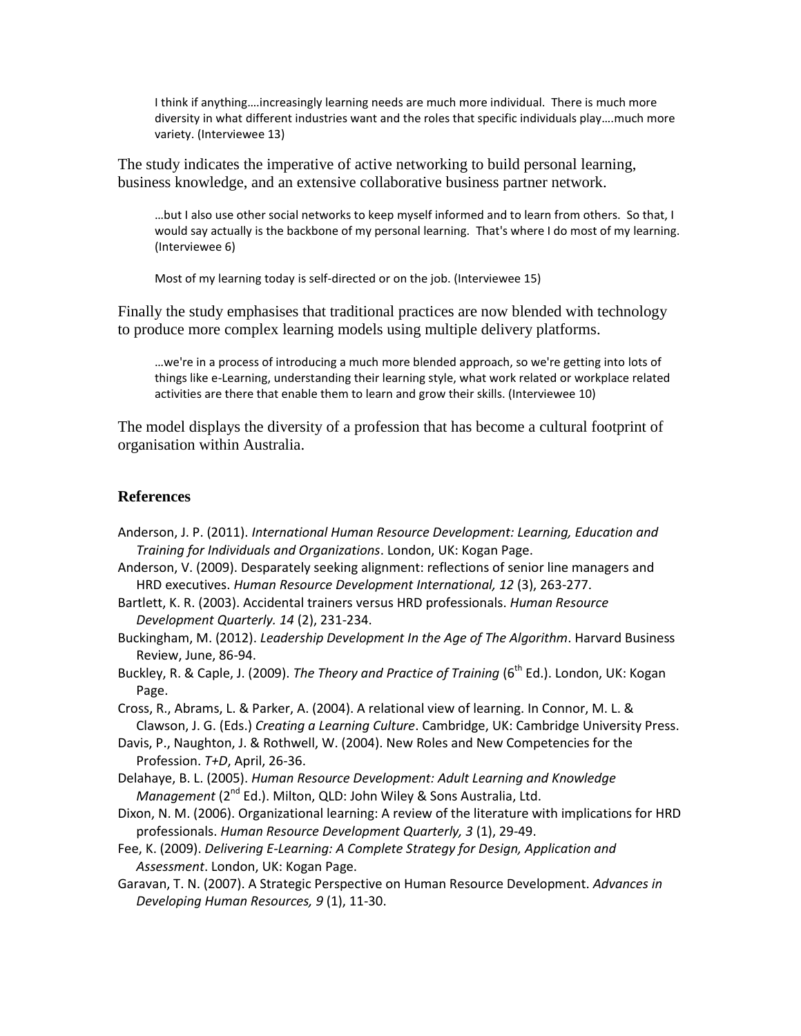> I think if anything….increasingly learning needs are much more individual. There is much more diversity in what different industries want and the roles that specific individuals play….much more variety. (Interviewee 13)

The study indicates the imperative of active networking to build personal learning, business knowledge, and an extensive collaborative business partner network.

> …but I also use other social networks to keep myself informed and to learn from others. So that, I would say actually is the backbone of my personal learning. That's where I do most of my learning. (Interviewee 6)

> Most of my learning today is self-directed or on the job. (Interviewee 15)

Finally the study emphasises that traditional practices are now blended with technology to produce more complex learning models using multiple delivery platforms.

> …we're in a process of introducing a much more blended approach, so we're getting into lots of things like e-Learning, understanding their learning style, what work related or workplace related activities are there that enable them to learn and grow their skills. (Interviewee 10)

The model displays the diversity of a profession that has become a cultural footprint of organisation within Australia.

## References

Anderson, J. P. (2011). *International Human Resource Development: Learning, Education and Training for Individuals and Organizations*. London, UK: Kogan Page.

Anderson, V. (2009). Desparately seeking alignment: reflections of senior line managers and HRD executives. *Human Resource Development International, 12* (3), 263-277.

Bartlett, K. R. (2003). Accidental trainers versus HRD professionals. *Human Resource Development Quarterly. 14* (2), 231-234.

Buckingham, M. (2012). *Leadership Development In the Age of The Algorithm*. Harvard Business Review, June, 86-94.

Buckley, R. & Caple, J. (2009). *The Theory and Practice of Training* (6th Ed.). London, UK: Kogan Page.

Cross, R., Abrams, L. & Parker, A. (2004). A relational view of learning. In Connor, M. L. & Clawson, J. G. (Eds.) *Creating a Learning Culture*. Cambridge, UK: Cambridge University Press.

Davis, P., Naughton, J. & Rothwell, W. (2004). New Roles and New Competencies for the Profession. *T+D*, April, 26-36.

Delahaye, B. L. (2005). *Human Resource Development: Adult Learning and Knowledge Management* (2nd Ed.). Milton, QLD: John Wiley & Sons Australia, Ltd.

Dixon, N. M. (2006). Organizational learning: A review of the literature with implications for HRD professionals. *Human Resource Development Quarterly, 3* (1), 29-49.

Fee, K. (2009). *Delivering E-Learning: A Complete Strategy for Design, Application and Assessment*. London, UK: Kogan Page.

Garavan, T. N. (2007). A Strategic Perspective on Human Resource Development. *Advances in Developing Human Resources, 9* (1), 11-30.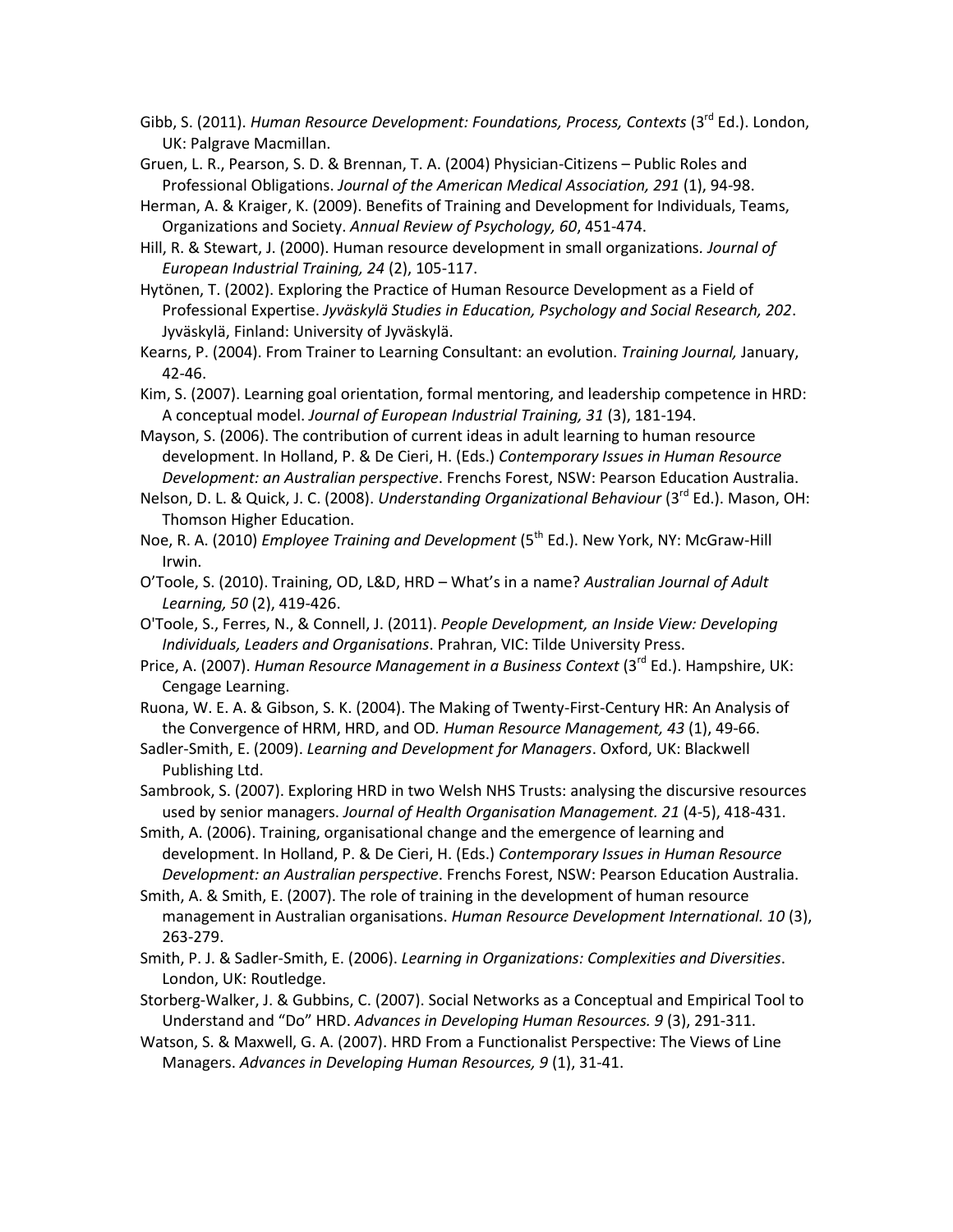Gibb, S. (2011). *Human Resource Development: Foundations, Process, Contexts* (3rd Ed.). London, UK: Palgrave Macmillan.

Gruen, L. R., Pearson, S. D. & Brennan, T. A. (2004) Physician-Citizens – Public Roles and Professional Obligations. *Journal of the American Medical Association, 291* (1), 94-98.

Herman, A. & Kraiger, K. (2009). Benefits of Training and Development for Individuals, Teams, Organizations and Society. *Annual Review of Psychology, 60*, 451-474.

Hill, R. & Stewart, J. (2000). Human resource development in small organizations. *Journal of European Industrial Training, 24* (2), 105-117.

Hytönen, T. (2002). Exploring the Practice of Human Resource Development as a Field of Professional Expertise. *Jyväskylä Studies in Education, Psychology and Social Research, 202*. Jyväskylä, Finland: University of Jyväskylä.

Kearns, P. (2004). From Trainer to Learning Consultant: an evolution. *Training Journal,* January, 42-46.

Kim, S. (2007). Learning goal orientation, formal mentoring, and leadership competence in HRD: A conceptual model. *Journal of European Industrial Training, 31* (3), 181-194.

Mayson, S. (2006). The contribution of current ideas in adult learning to human resource development. In Holland, P. & De Cieri, H. (Eds.) *Contemporary Issues in Human Resource Development: an Australian perspective*. Frenchs Forest, NSW: Pearson Education Australia.

Nelson, D. L. & Quick, J. C. (2008). *Understanding Organizational Behaviour* (3rd Ed.). Mason, OH: Thomson Higher Education.

Noe, R. A. (2010) *Employee Training and Development* (5th Ed.). New York, NY: McGraw-Hill Irwin.

O'Toole, S. (2010). Training, OD, L&D, HRD – What's in a name? *Australian Journal of Adult Learning, 50* (2), 419-426.

O'Toole, S., Ferres, N., & Connell, J. (2011). *People Development, an Inside View: Developing Individuals, Leaders and Organisations*. Prahran, VIC: Tilde University Press.

Price, A. (2007). *Human Resource Management in a Business Context* (3rd Ed.). Hampshire, UK: Cengage Learning.

Ruona, W. E. A. & Gibson, S. K. (2004). The Making of Twenty-First-Century HR: An Analysis of the Convergence of HRM, HRD, and OD*. Human Resource Management, 43* (1), 49-66.

Sadler-Smith, E. (2009). *Learning and Development for Managers*. Oxford, UK: Blackwell Publishing Ltd.

Sambrook, S. (2007). Exploring HRD in two Welsh NHS Trusts: analysing the discursive resources used by senior managers. *Journal of Health Organisation Management. 21* (4-5), 418-431.

Smith, A. (2006). Training, organisational change and the emergence of learning and development. In Holland, P. & De Cieri, H. (Eds.) *Contemporary Issues in Human Resource Development: an Australian perspective*. Frenchs Forest, NSW: Pearson Education Australia.

Smith, A. & Smith, E. (2007). The role of training in the development of human resource management in Australian organisations. *Human Resource Development International. 10* (3), 263-279.

Smith, P. J. & Sadler-Smith, E. (2006). *Learning in Organizations: Complexities and Diversities*. London, UK: Routledge.

Storberg-Walker, J. & Gubbins, C. (2007). Social Networks as a Conceptual and Empirical Tool to Understand and "Do" HRD. *Advances in Developing Human Resources. 9* (3), 291-311.

Watson, S. & Maxwell, G. A. (2007). HRD From a Functionalist Perspective: The Views of Line Managers. *Advances in Developing Human Resources, 9* (1), 31-41.